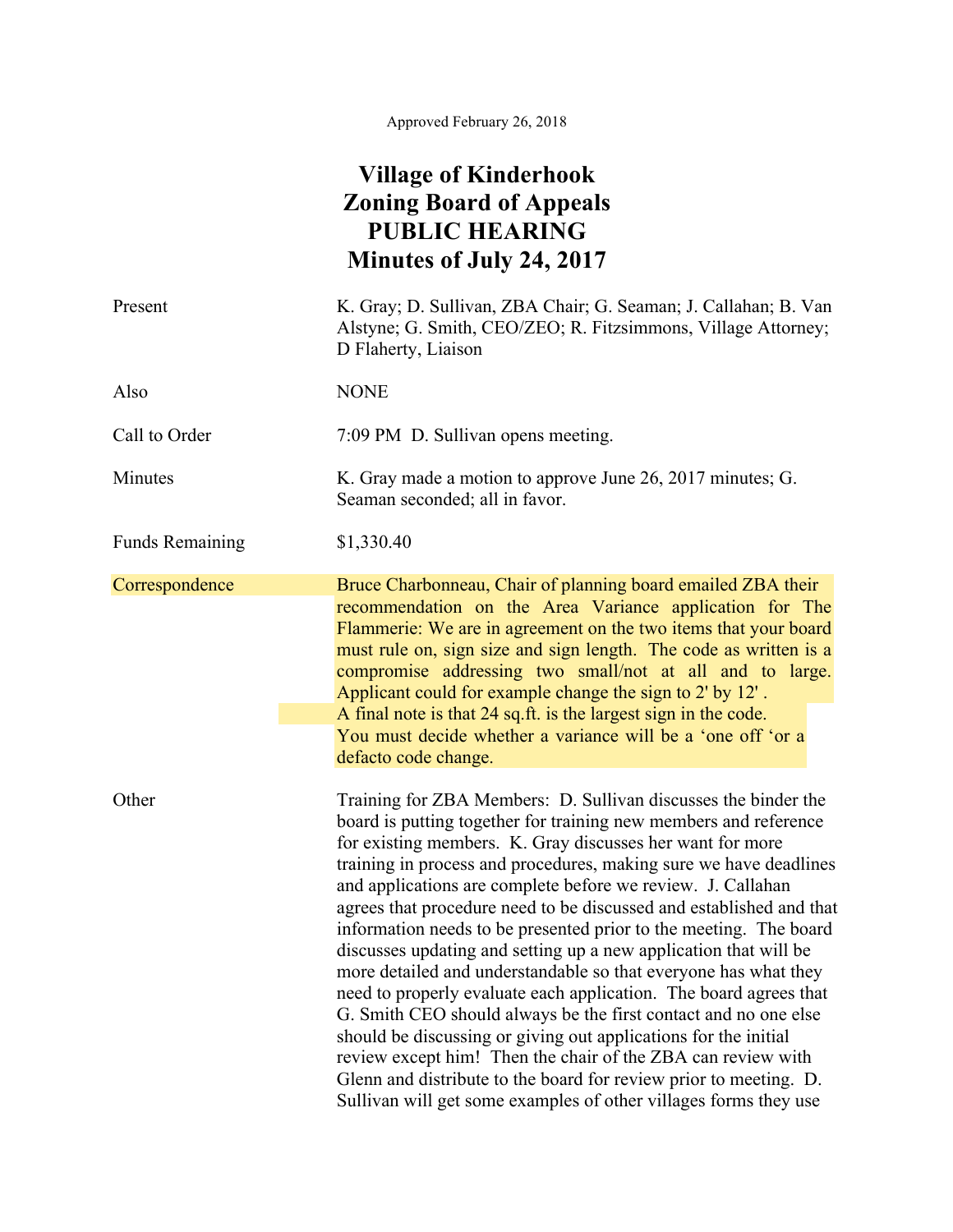Approved February 26, 2018

# Village of Kinderhook
# Zoning Board of Appeals
# PUBLIC HEARING
# Minutes of July 24, 2017

| | |
|---|---|
| Present | K. Gray; D. Sullivan, ZBA Chair; G. Seaman; J. Callahan; B. Van Alstyne; G. Smith, CEO/ZEO; R. Fitzsimmons, Village Attorney; D Flaherty, Liaison |
| Also | NONE |
| Call to Order | 7:09 PM D. Sullivan opens meeting. |
| Minutes | K. Gray made a motion to approve June 26, 2017 minutes; G. Seaman seconded; all in favor. |
| Funds Remaining | $1,330.40 |
| Correspondence | Bruce Charbonneau, Chair of planning board emailed ZBA their recommendation on the Area Variance application for The Flammerie: We are in agreement on the two items that your board must rule on, sign size and sign length. The code as written is a compromise addressing two small/not at all and to large. Applicant could for example change the sign to 2' by 12' . A final note is that 24 sq.ft. is the largest sign in the code. You must decide whether a variance will be a 'one off 'or a defacto code change. |
| Other | Training for ZBA Members: D. Sullivan discusses the binder the board is putting together for training new members and reference for existing members. K. Gray discusses her want for more training in process and procedures, making sure we have deadlines and applications are complete before we review. J. Callahan agrees that procedure need to be discussed and established and that information needs to be presented prior to the meeting. The board discusses updating and setting up a new application that will be more detailed and understandable so that everyone has what they need to properly evaluate each application. The board agrees that G. Smith CEO should always be the first contact and no one else should be discussing or giving out applications for the initial review except him! Then the chair of the ZBA can review with Glenn and distribute to the board for review prior to meeting. D. Sullivan will get some examples of other villages forms they use |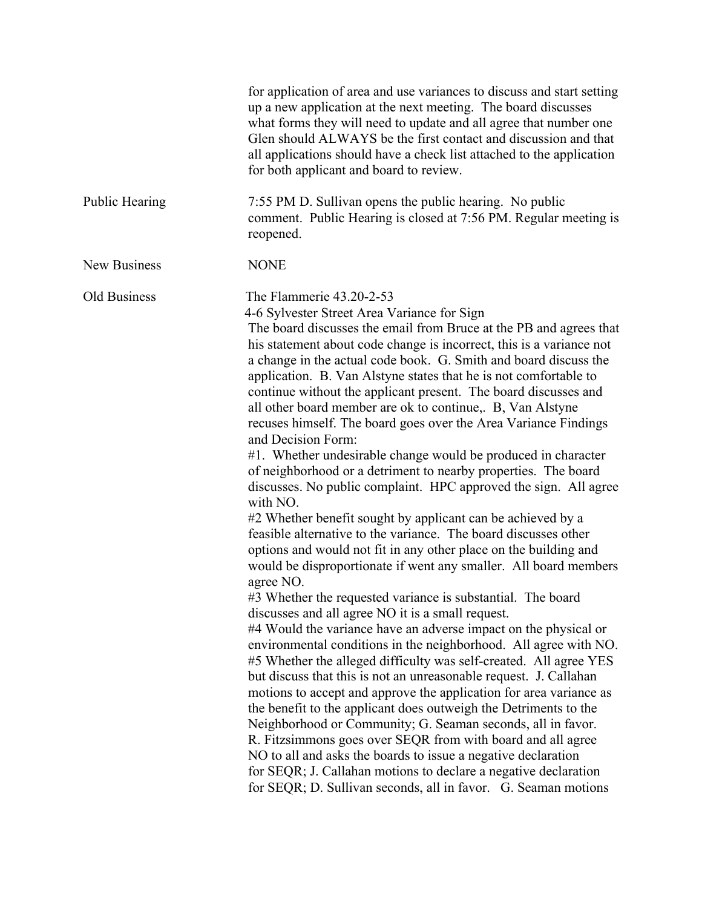for application of area and use variances to discuss and start setting up a new application at the next meeting. The board discusses what forms they will need to update and all agree that number one Glen should ALWAYS be the first contact and discussion and that all applications should have a check list attached to the application for both applicant and board to review.

**Public Hearing**

7:55 PM D. Sullivan opens the public hearing. No public comment. Public Hearing is closed at 7:56 PM. Regular meeting is reopened.

**New Business**

NONE

**Old Business**

The Flammerie 43.20-2-53
4-6 Sylvester Street Area Variance for Sign
The board discusses the email from Bruce at the PB and agrees that his statement about code change is incorrect, this is a variance not a change in the actual code book. G. Smith and board discuss the application. B. Van Alstyne states that he is not comfortable to continue without the applicant present. The board discusses and all other board member are ok to continue,. B, Van Alstyne recuses himself. The board goes over the Area Variance Findings and Decision Form:
#1. Whether undesirable change would be produced in character of neighborhood or a detriment to nearby properties. The board discusses. No public complaint. HPC approved the sign. All agree with NO.
#2 Whether benefit sought by applicant can be achieved by a feasible alternative to the variance. The board discusses other options and would not fit in any other place on the building and would be disproportionate if went any smaller. All board members agree NO.
#3 Whether the requested variance is substantial. The board discusses and all agree NO it is a small request.
#4 Would the variance have an adverse impact on the physical or environmental conditions in the neighborhood. All agree with NO.
#5 Whether the alleged difficulty was self-created. All agree YES but discuss that this is not an unreasonable request. J. Callahan motions to accept and approve the application for area variance as the benefit to the applicant does outweigh the Detriments to the Neighborhood or Community; G. Seaman seconds, all in favor.
R. Fitzsimmons goes over SEQR from with board and all agree NO to all and asks the boards to issue a negative declaration for SEQR; J. Callahan motions to declare a negative declaration for SEQR; D. Sullivan seconds, all in favor. G. Seaman motions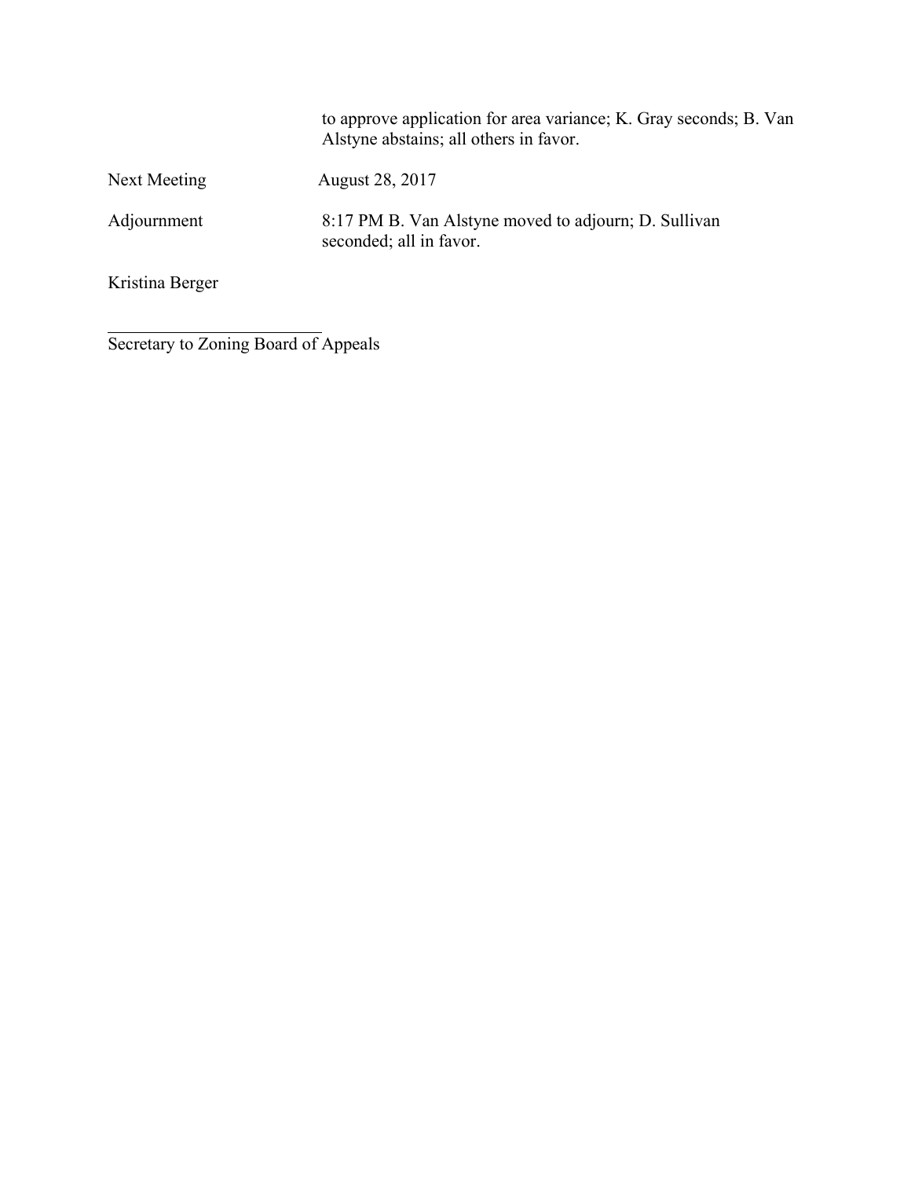to approve application for area variance; K. Gray seconds; B. Van Alstyne abstains; all others in favor.

| | |
|---|---|
| Next Meeting | August 28, 2017 |
| Adjournment | 8:17 PM B. Van Alstyne moved to adjourn; D. Sullivan seconded; all in favor. |

Kristina Berger

_________________________
Secretary to Zoning Board of Appeals